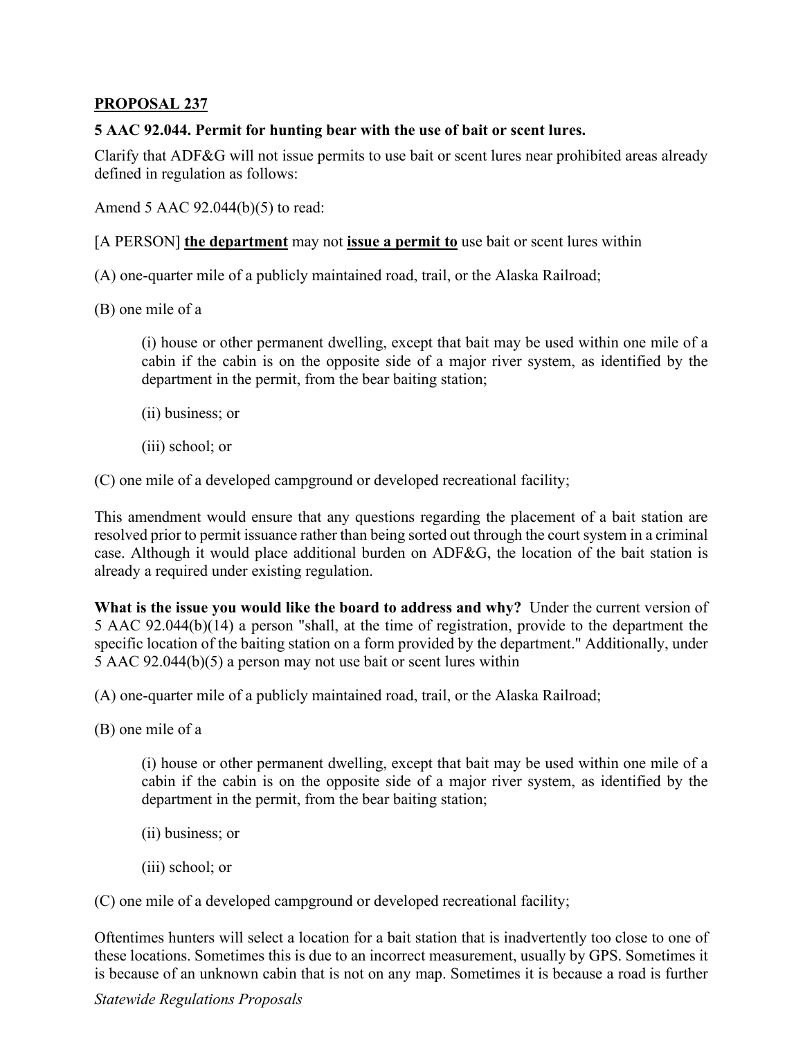**PROPOSAL 237**

**5 AAC 92.044. Permit for hunting bear with the use of bait or scent lures.**

Clarify that ADF&G will not issue permits to use bait or scent lures near prohibited areas already defined in regulation as follows:

Amend 5 AAC 92.044(b)(5) to read:

[A PERSON] **the department** may not **issue a permit to** use bait or scent lures within

(A) one-quarter mile of a publicly maintained road, trail, or the Alaska Railroad;

(B) one mile of a

> (i) house or other permanent dwelling, except that bait may be used within one mile of a cabin if the cabin is on the opposite side of a major river system, as identified by the department in the permit, from the bear baiting station;
>
> (ii) business; or
>
> (iii) school; or

(C) one mile of a developed campground or developed recreational facility;

This amendment would ensure that any questions regarding the placement of a bait station are resolved prior to permit issuance rather than being sorted out through the court system in a criminal case. Although it would place additional burden on ADF&G, the location of the bait station is already a required under existing regulation.

**What is the issue you would like the board to address and why?** Under the current version of 5 AAC 92.044(b)(14) a person "shall, at the time of registration, provide to the department the specific location of the baiting station on a form provided by the department." Additionally, under 5 AAC 92.044(b)(5) a person may not use bait or scent lures within

(A) one-quarter mile of a publicly maintained road, trail, or the Alaska Railroad;

(B) one mile of a

> (i) house or other permanent dwelling, except that bait may be used within one mile of a cabin if the cabin is on the opposite side of a major river system, as identified by the department in the permit, from the bear baiting station;
>
> (ii) business; or
>
> (iii) school; or

(C) one mile of a developed campground or developed recreational facility;

Oftentimes hunters will select a location for a bait station that is inadvertently too close to one of these locations. Sometimes this is due to an incorrect measurement, usually by GPS. Sometimes it is because of an unknown cabin that is not on any map. Sometimes it is because a road is further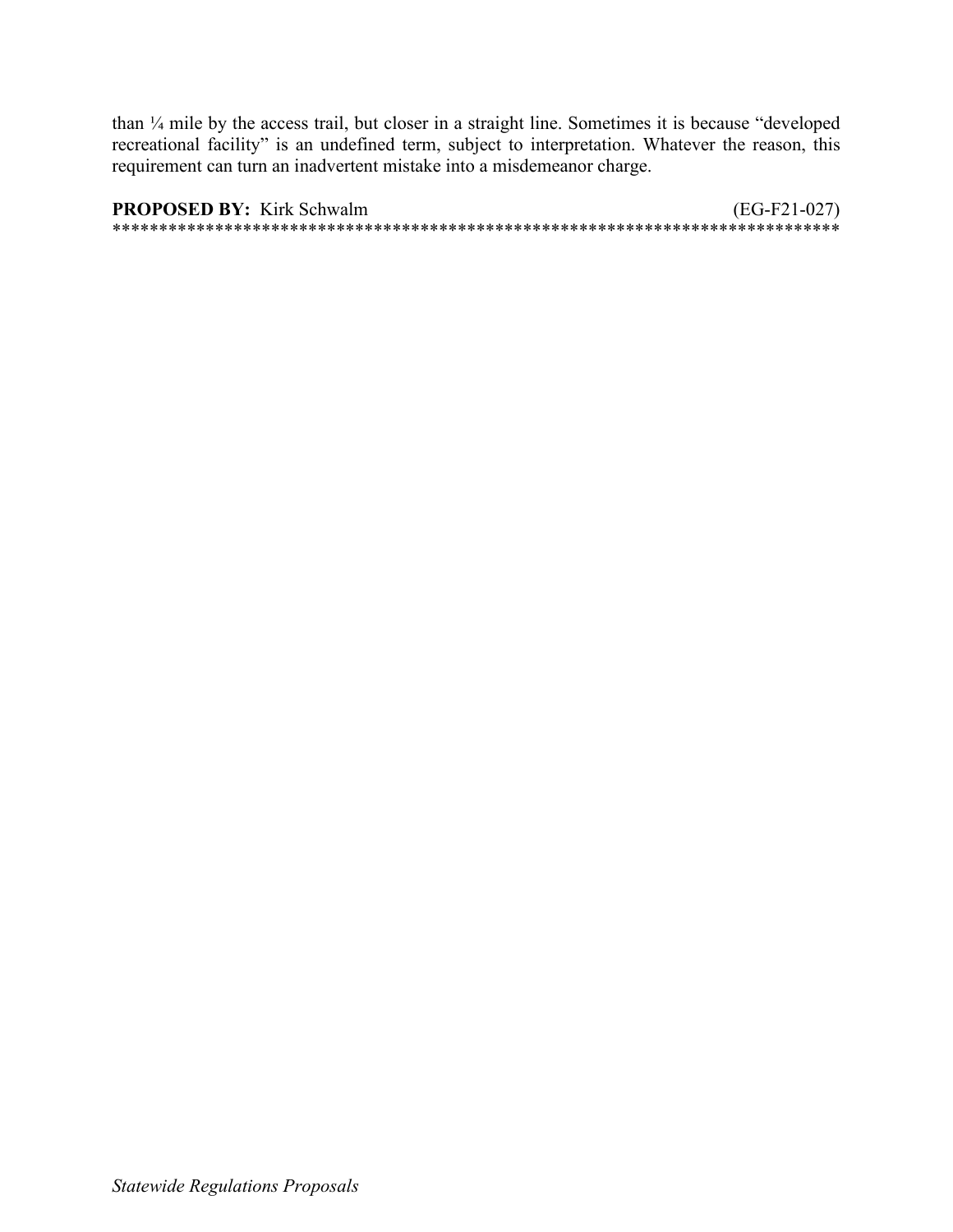than ¼ mile by the access trail, but closer in a straight line. Sometimes it is because "developed recreational facility" is an undefined term, subject to interpretation. Whatever the reason, this requirement can turn an inadvertent mistake into a misdemeanor charge.

**PROPOSED BY:** Kirk Schwalm (EG-F21-027)

******************************************************************************